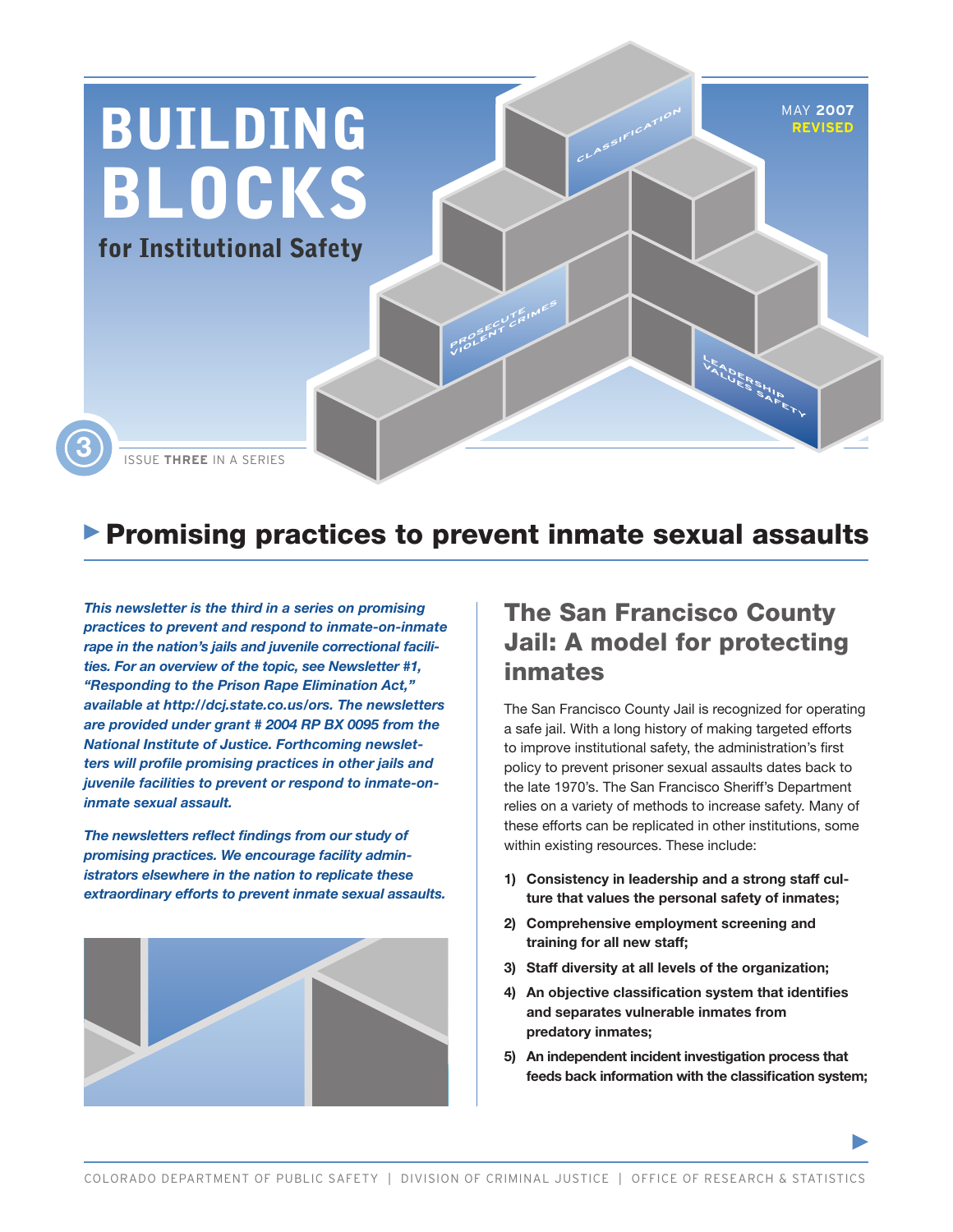# BUILDING BLOCKS

**for Institutional Safety**

MAY **2007**
**REVISED**

ISSUE **THREE** IN A SERIES

## Promising practices to prevent inmate sexual assaults

***This newsletter is the third in a series on promising practices to prevent and respond to inmate-on-inmate rape in the nation's jails and juvenile correctional facilities. For an overview of the topic, see Newsletter #1, "Responding to the Prison Rape Elimination Act," available at http://dcj.state.co.us/ors. The newsletters are provided under grant # 2004 RP BX 0095 from the National Institute of Justice. Forthcoming newsletters will profile promising practices in other jails and juvenile facilities to prevent or respond to inmate-on-inmate sexual assault.***

***The newsletters reflect findings from our study of promising practices. We encourage facility administrators elsewhere in the nation to replicate these extraordinary efforts to prevent inmate sexual assaults.***

## The San Francisco County Jail: A model for protecting inmates

The San Francisco County Jail is recognized for operating a safe jail. With a long history of making targeted efforts to improve institutional safety, the administration's first policy to prevent prisoner sexual assaults dates back to the late 1970's. The San Francisco Sheriff's Department relies on a variety of methods to increase safety. Many of these efforts can be replicated in other institutions, some within existing resources. These include:

1) **Consistency in leadership and a strong staff culture that values the personal safety of inmates;**
2) **Comprehensive employment screening and training for all new staff;**
3) **Staff diversity at all levels of the organization;**
4) **An objective classification system that identifies and separates vulnerable inmates from predatory inmates;**
5) **An independent incident investigation process that feeds back information with the classification system;**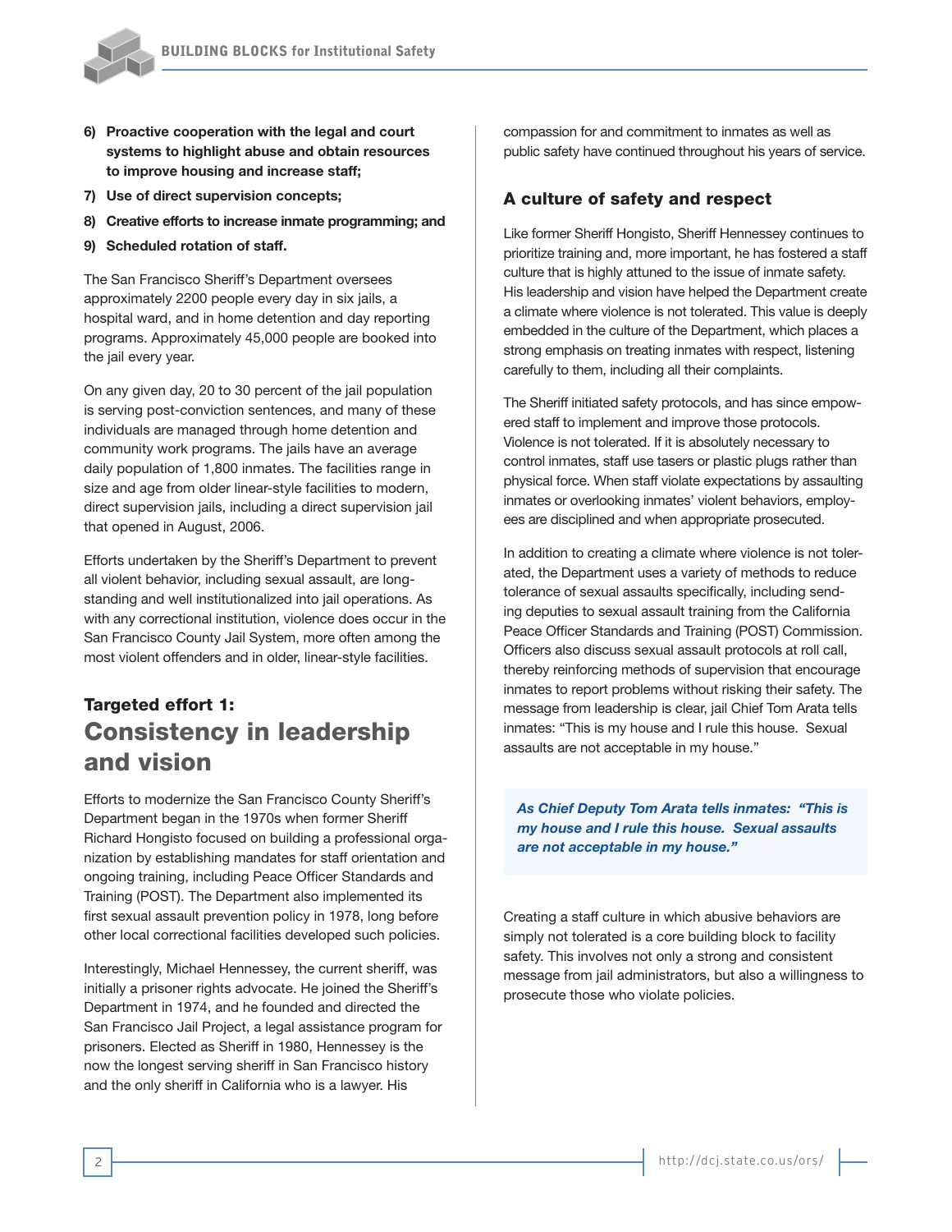6) **Proactive cooperation with the legal and court systems to highlight abuse and obtain resources to improve housing and increase staff;**
7) **Use of direct supervision concepts;**
8) **Creative efforts to increase inmate programming; and**
9) **Scheduled rotation of staff.**

The San Francisco Sheriff's Department oversees approximately 2200 people every day in six jails, a hospital ward, and in home detention and day reporting programs. Approximately 45,000 people are booked into the jail every year.

On any given day, 20 to 30 percent of the jail population is serving post-conviction sentences, and many of these individuals are managed through home detention and community work programs. The jails have an average daily population of 1,800 inmates. The facilities range in size and age from older linear-style facilities to modern, direct supervision jails, including a direct supervision jail that opened in August, 2006.

Efforts undertaken by the Sheriff's Department to prevent all violent behavior, including sexual assault, are long-standing and well institutionalized into jail operations. As with any correctional institution, violence does occur in the San Francisco County Jail System, more often among the most violent offenders and in older, linear-style facilities.

## Targeted effort 1: Consistency in leadership and vision

Efforts to modernize the San Francisco County Sheriff's Department began in the 1970s when former Sheriff Richard Hongisto focused on building a professional organization by establishing mandates for staff orientation and ongoing training, including Peace Officer Standards and Training (POST). The Department also implemented its first sexual assault prevention policy in 1978, long before other local correctional facilities developed such policies.

Interestingly, Michael Hennessey, the current sheriff, was initially a prisoner rights advocate. He joined the Sheriff's Department in 1974, and he founded and directed the San Francisco Jail Project, a legal assistance program for prisoners. Elected as Sheriff in 1980, Hennessey is the now the longest serving sheriff in San Francisco history and the only sheriff in California who is a lawyer. His compassion for and commitment to inmates as well as public safety have continued throughout his years of service.

### A culture of safety and respect

Like former Sheriff Hongisto, Sheriff Hennessey continues to prioritize training and, more important, he has fostered a staff culture that is highly attuned to the issue of inmate safety. His leadership and vision have helped the Department create a climate where violence is not tolerated. This value is deeply embedded in the culture of the Department, which places a strong emphasis on treating inmates with respect, listening carefully to them, including all their complaints.

The Sheriff initiated safety protocols, and has since empowered staff to implement and improve those protocols. Violence is not tolerated. If it is absolutely necessary to control inmates, staff use tasers or plastic plugs rather than physical force. When staff violate expectations by assaulting inmates or overlooking inmates' violent behaviors, employees are disciplined and when appropriate prosecuted.

In addition to creating a climate where violence is not tolerated, the Department uses a variety of methods to reduce tolerance of sexual assaults specifically, including sending deputies to sexual assault training from the California Peace Officer Standards and Training (POST) Commission. Officers also discuss sexual assault protocols at roll call, thereby reinforcing methods of supervision that encourage inmates to report problems without risking their safety. The message from leadership is clear, jail Chief Tom Arata tells inmates: "This is my house and I rule this house. Sexual assaults are not acceptable in my house."

> ***As Chief Deputy Tom Arata tells inmates: "This is my house and I rule this house. Sexual assaults are not acceptable in my house."***

Creating a staff culture in which abusive behaviors are simply not tolerated is a core building block to facility safety. This involves not only a strong and consistent message from jail administrators, but also a willingness to prosecute those who violate policies.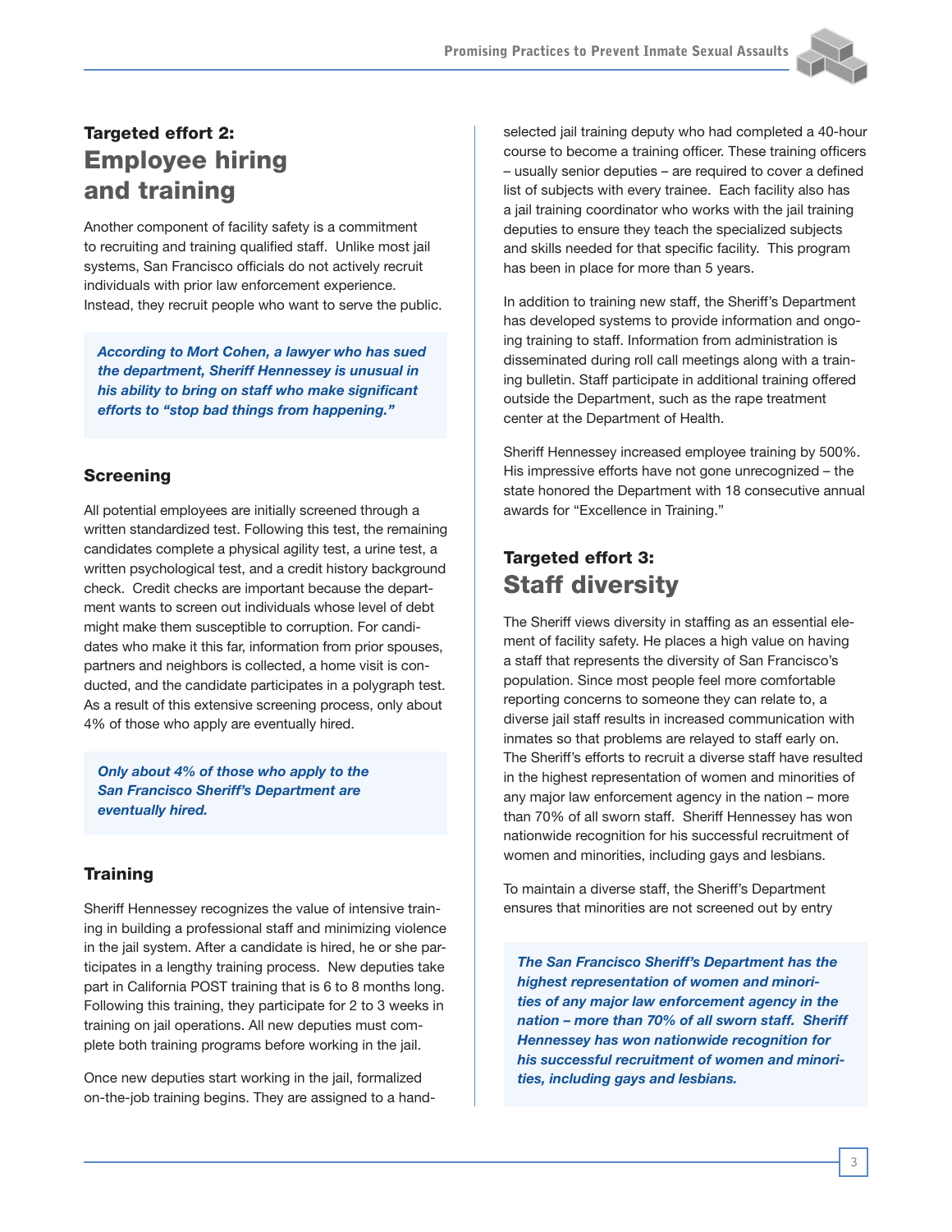## Targeted effort 2:
# Employee hiring and training

Another component of facility safety is a commitment to recruiting and training qualified staff. Unlike most jail systems, San Francisco officials do not actively recruit individuals with prior law enforcement experience. Instead, they recruit people who want to serve the public.

> ***According to Mort Cohen, a lawyer who has sued the department, Sheriff Hennessey is unusual in his ability to bring on staff who make significant efforts to "stop bad things from happening."***

### Screening

All potential employees are initially screened through a written standardized test. Following this test, the remaining candidates complete a physical agility test, a urine test, a written psychological test, and a credit history background check. Credit checks are important because the department wants to screen out individuals whose level of debt might make them susceptible to corruption. For candidates who make it this far, information from prior spouses, partners and neighbors is collected, a home visit is conducted, and the candidate participates in a polygraph test. As a result of this extensive screening process, only about 4% of those who apply are eventually hired.

> ***Only about 4% of those who apply to the San Francisco Sheriff's Department are eventually hired.***

### Training

Sheriff Hennessey recognizes the value of intensive training in building a professional staff and minimizing violence in the jail system. After a candidate is hired, he or she participates in a lengthy training process. New deputies take part in California POST training that is 6 to 8 months long. Following this training, they participate for 2 to 3 weeks in training on jail operations. All new deputies must complete both training programs before working in the jail.

Once new deputies start working in the jail, formalized on-the-job training begins. They are assigned to a hand-selected jail training deputy who had completed a 40-hour course to become a training officer. These training officers – usually senior deputies – are required to cover a defined list of subjects with every trainee. Each facility also has a jail training coordinator who works with the jail training deputies to ensure they teach the specialized subjects and skills needed for that specific facility. This program has been in place for more than 5 years.

In addition to training new staff, the Sheriff's Department has developed systems to provide information and ongoing training to staff. Information from administration is disseminated during roll call meetings along with a training bulletin. Staff participate in additional training offered outside the Department, such as the rape treatment center at the Department of Health.

Sheriff Hennessey increased employee training by 500%. His impressive efforts have not gone unrecognized – the state honored the Department with 18 consecutive annual awards for "Excellence in Training."

## Targeted effort 3:
# Staff diversity

The Sheriff views diversity in staffing as an essential element of facility safety. He places a high value on having a staff that represents the diversity of San Francisco's population. Since most people feel more comfortable reporting concerns to someone they can relate to, a diverse jail staff results in increased communication with inmates so that problems are relayed to staff early on. The Sheriff's efforts to recruit a diverse staff have resulted in the highest representation of women and minorities of any major law enforcement agency in the nation – more than 70% of all sworn staff. Sheriff Hennessey has won nationwide recognition for his successful recruitment of women and minorities, including gays and lesbians.

To maintain a diverse staff, the Sheriff's Department ensures that minorities are not screened out by entry

> ***The San Francisco Sheriff's Department has the highest representation of women and minorities of any major law enforcement agency in the nation – more than 70% of all sworn staff. Sheriff Hennessey has won nationwide recognition for his successful recruitment of women and minorities, including gays and lesbians.***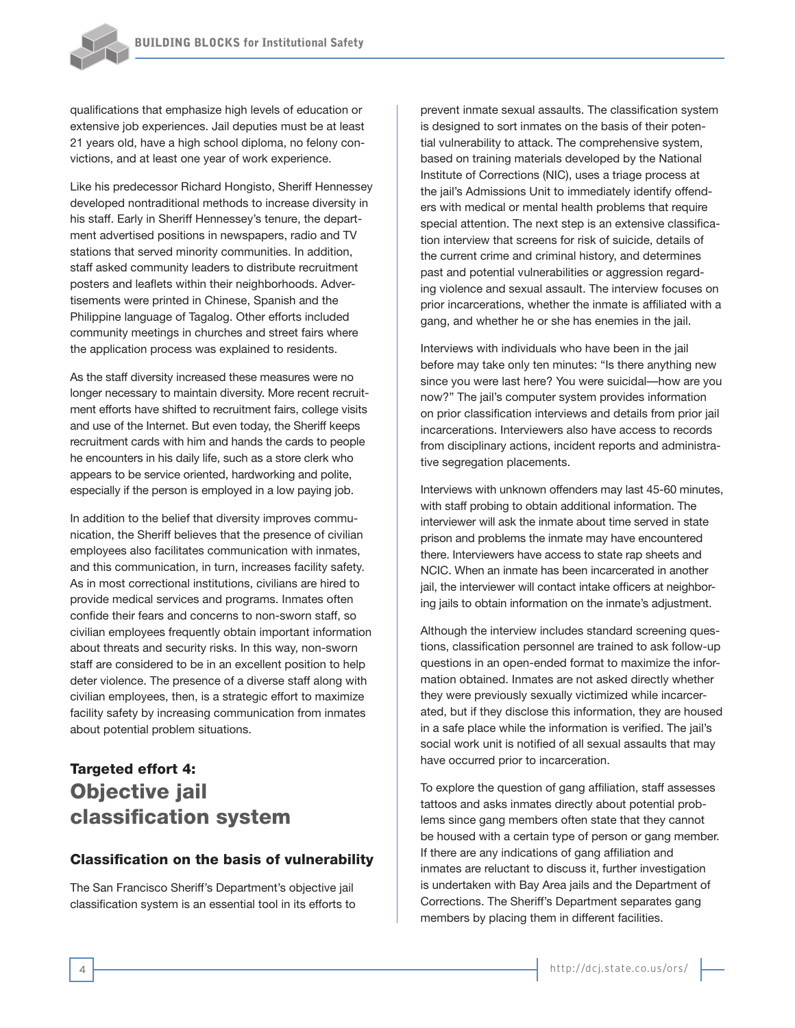qualifications that emphasize high levels of education or extensive job experiences. Jail deputies must be at least 21 years old, have a high school diploma, no felony convictions, and at least one year of work experience.

Like his predecessor Richard Hongisto, Sheriff Hennessey developed nontraditional methods to increase diversity in his staff. Early in Sheriff Hennessey's tenure, the department advertised positions in newspapers, radio and TV stations that served minority communities. In addition, staff asked community leaders to distribute recruitment posters and leaflets within their neighborhoods. Advertisements were printed in Chinese, Spanish and the Philippine language of Tagalog. Other efforts included community meetings in churches and street fairs where the application process was explained to residents.

As the staff diversity increased these measures were no longer necessary to maintain diversity. More recent recruitment efforts have shifted to recruitment fairs, college visits and use of the Internet. But even today, the Sheriff keeps recruitment cards with him and hands the cards to people he encounters in his daily life, such as a store clerk who appears to be service oriented, hardworking and polite, especially if the person is employed in a low paying job.

In addition to the belief that diversity improves communication, the Sheriff believes that the presence of civilian employees also facilitates communication with inmates, and this communication, in turn, increases facility safety. As in most correctional institutions, civilians are hired to provide medical services and programs. Inmates often confide their fears and concerns to non-sworn staff, so civilian employees frequently obtain important information about threats and security risks. In this way, non-sworn staff are considered to be in an excellent position to help deter violence. The presence of a diverse staff along with civilian employees, then, is a strategic effort to maximize facility safety by increasing communication from inmates about potential problem situations.

## Targeted effort 4: Objective jail classification system

### Classification on the basis of vulnerability

The San Francisco Sheriff's Department's objective jail classification system is an essential tool in its efforts to prevent inmate sexual assaults. The classification system is designed to sort inmates on the basis of their potential vulnerability to attack. The comprehensive system, based on training materials developed by the National Institute of Corrections (NIC), uses a triage process at the jail's Admissions Unit to immediately identify offenders with medical or mental health problems that require special attention. The next step is an extensive classification interview that screens for risk of suicide, details of the current crime and criminal history, and determines past and potential vulnerabilities or aggression regarding violence and sexual assault. The interview focuses on prior incarcerations, whether the inmate is affiliated with a gang, and whether he or she has enemies in the jail.

Interviews with individuals who have been in the jail before may take only ten minutes: "Is there anything new since you were last here? You were suicidal—how are you now?" The jail's computer system provides information on prior classification interviews and details from prior jail incarcerations. Interviewers also have access to records from disciplinary actions, incident reports and administrative segregation placements.

Interviews with unknown offenders may last 45-60 minutes, with staff probing to obtain additional information. The interviewer will ask the inmate about time served in state prison and problems the inmate may have encountered there. Interviewers have access to state rap sheets and NCIC. When an inmate has been incarcerated in another jail, the interviewer will contact intake officers at neighboring jails to obtain information on the inmate's adjustment.

Although the interview includes standard screening questions, classification personnel are trained to ask follow-up questions in an open-ended format to maximize the information obtained. Inmates are not asked directly whether they were previously sexually victimized while incarcerated, but if they disclose this information, they are housed in a safe place while the information is verified. The jail's social work unit is notified of all sexual assaults that may have occurred prior to incarceration.

To explore the question of gang affiliation, staff assesses tattoos and asks inmates directly about potential problems since gang members often state that they cannot be housed with a certain type of person or gang member. If there are any indications of gang affiliation and inmates are reluctant to discuss it, further investigation is undertaken with Bay Area jails and the Department of Corrections. The Sheriff's Department separates gang members by placing them in different facilities.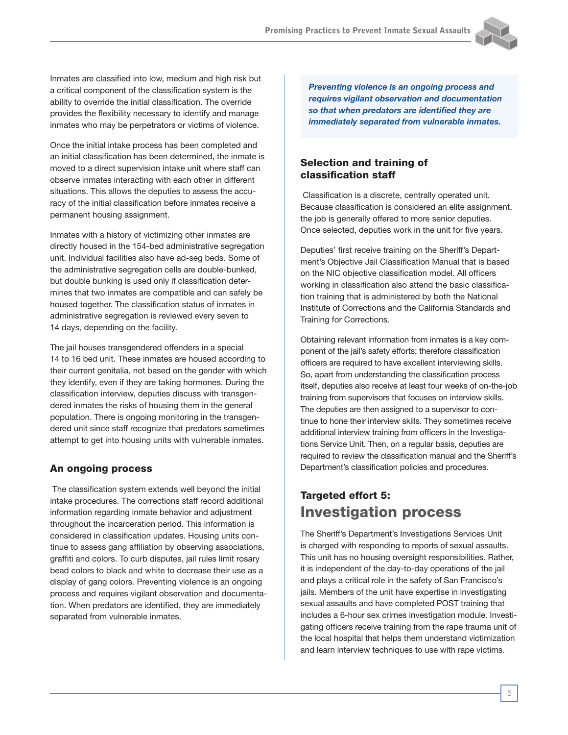Inmates are classified into low, medium and high risk but a critical component of the classification system is the ability to override the initial classification. The override provides the flexibility necessary to identify and manage inmates who may be perpetrators or victims of violence.

Once the initial intake process has been completed and an initial classification has been determined, the inmate is moved to a direct supervision intake unit where staff can observe inmates interacting with each other in different situations. This allows the deputies to assess the accuracy of the initial classification before inmates receive a permanent housing assignment.

Inmates with a history of victimizing other inmates are directly housed in the 154-bed administrative segregation unit. Individual facilities also have ad-seg beds. Some of the administrative segregation cells are double-bunked, but double bunking is used only if classification determines that two inmates are compatible and can safely be housed together. The classification status of inmates in administrative segregation is reviewed every seven to 14 days, depending on the facility.

The jail houses transgendered offenders in a special 14 to 16 bed unit. These inmates are housed according to their current genitalia, not based on the gender with which they identify, even if they are taking hormones. During the classification interview, deputies discuss with transgendered inmates the risks of housing them in the general population. There is ongoing monitoring in the transgendered unit since staff recognize that predators sometimes attempt to get into housing units with vulnerable inmates.

### An ongoing process

The classification system extends well beyond the initial intake procedures. The corrections staff record additional information regarding inmate behavior and adjustment throughout the incarceration period. This information is considered in classification updates. Housing units continue to assess gang affiliation by observing associations, graffiti and colors. To curb disputes, jail rules limit rosary bead colors to black and white to decrease their use as a display of gang colors. Preventing violence is an ongoing process and requires vigilant observation and documentation. When predators are identified, they are immediately separated from vulnerable inmates.

> ***Preventing violence is an ongoing process and requires vigilant observation and documentation so that when predators are identified they are immediately separated from vulnerable inmates.***

### Selection and training of classification staff

Classification is a discrete, centrally operated unit. Because classification is considered an elite assignment, the job is generally offered to more senior deputies. Once selected, deputies work in the unit for five years.

Deputies' first receive training on the Sheriff's Department's Objective Jail Classification Manual that is based on the NIC objective classification model. All officers working in classification also attend the basic classification training that is administered by both the National Institute of Corrections and the California Standards and Training for Corrections.

Obtaining relevant information from inmates is a key component of the jail's safety efforts; therefore classification officers are required to have excellent interviewing skills. So, apart from understanding the classification process itself, deputies also receive at least four weeks of on-the-job training from supervisors that focuses on interview skills. The deputies are then assigned to a supervisor to continue to hone their interview skills. They sometimes receive additional interview training from officers in the Investigations Service Unit. Then, on a regular basis, deputies are required to review the classification manual and the Sheriff's Department's classification policies and procedures.

## Targeted effort 5: Investigation process

The Sheriff's Department's Investigations Services Unit is charged with responding to reports of sexual assaults. This unit has no housing oversight responsibilities. Rather, it is independent of the day-to-day operations of the jail and plays a critical role in the safety of San Francisco's jails. Members of the unit have expertise in investigating sexual assaults and have completed POST training that includes a 6-hour sex crimes investigation module. Investigating officers receive training from the rape trauma unit of the local hospital that helps them understand victimization and learn interview techniques to use with rape victims.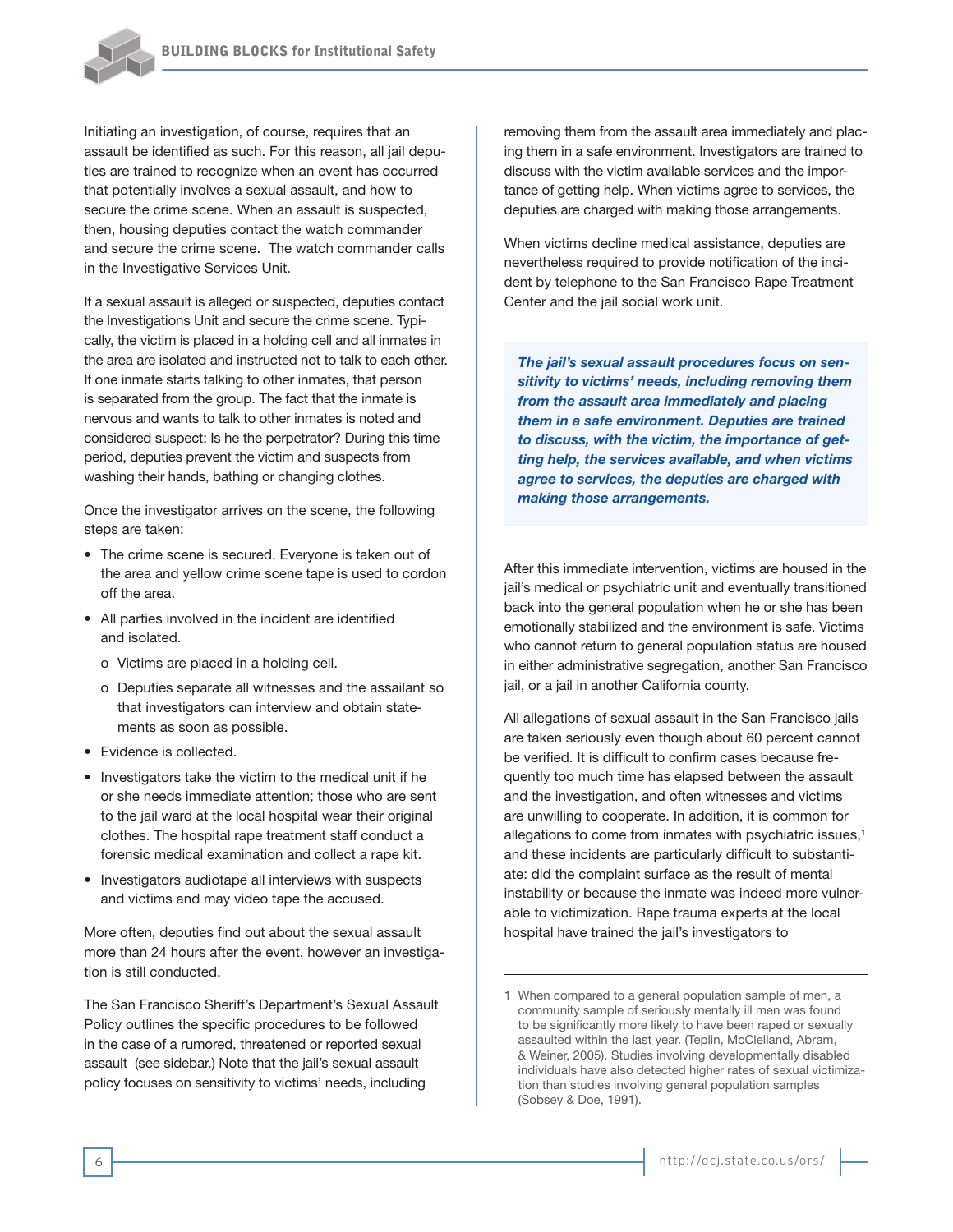Initiating an investigation, of course, requires that an assault be identified as such. For this reason, all jail deputies are trained to recognize when an event has occurred that potentially involves a sexual assault, and how to secure the crime scene. When an assault is suspected, then, housing deputies contact the watch commander and secure the crime scene. The watch commander calls in the Investigative Services Unit.

If a sexual assault is alleged or suspected, deputies contact the Investigations Unit and secure the crime scene. Typically, the victim is placed in a holding cell and all inmates in the area are isolated and instructed not to talk to each other. If one inmate starts talking to other inmates, that person is separated from the group. The fact that the inmate is nervous and wants to talk to other inmates is noted and considered suspect: Is he the perpetrator? During this time period, deputies prevent the victim and suspects from washing their hands, bathing or changing clothes.

Once the investigator arrives on the scene, the following steps are taken:

- The crime scene is secured. Everyone is taken out of the area and yellow crime scene tape is used to cordon off the area.
- All parties involved in the incident are identified and isolated.
    - Victims are placed in a holding cell.
    - Deputies separate all witnesses and the assailant so that investigators can interview and obtain statements as soon as possible.
- Evidence is collected.
- Investigators take the victim to the medical unit if he or she needs immediate attention; those who are sent to the jail ward at the local hospital wear their original clothes. The hospital rape treatment staff conduct a forensic medical examination and collect a rape kit.
- Investigators audiotape all interviews with suspects and victims and may video tape the accused.

More often, deputies find out about the sexual assault more than 24 hours after the event, however an investigation is still conducted.

The San Francisco Sheriff's Department's Sexual Assault Policy outlines the specific procedures to be followed in the case of a rumored, threatened or reported sexual assault (see sidebar.) Note that the jail's sexual assault policy focuses on sensitivity to victims' needs, including removing them from the assault area immediately and placing them in a safe environment. Investigators are trained to discuss with the victim available services and the importance of getting help. When victims agree to services, the deputies are charged with making those arrangements.

When victims decline medical assistance, deputies are nevertheless required to provide notification of the incident by telephone to the San Francisco Rape Treatment Center and the jail social work unit.

> ***The jail's sexual assault procedures focus on sensitivity to victims' needs, including removing them from the assault area immediately and placing them in a safe environment. Deputies are trained to discuss, with the victim, the importance of getting help, the services available, and when victims agree to services, the deputies are charged with making those arrangements.***

After this immediate intervention, victims are housed in the jail's medical or psychiatric unit and eventually transitioned back into the general population when he or she has been emotionally stabilized and the environment is safe. Victims who cannot return to general population status are housed in either administrative segregation, another San Francisco jail, or a jail in another California county.

All allegations of sexual assault in the San Francisco jails are taken seriously even though about 60 percent cannot be verified. It is difficult to confirm cases because frequently too much time has elapsed between the assault and the investigation, and often witnesses and victims are unwilling to cooperate. In addition, it is common for allegations to come from inmates with psychiatric issues,[1] and these incidents are particularly difficult to substantiate: did the complaint surface as the result of mental instability or because the inmate was indeed more vulnerable to victimization. Rape trauma experts at the local hospital have trained the jail's investigators to

---

1 When compared to a general population sample of men, a community sample of seriously mentally ill men was found to be significantly more likely to have been raped or sexually assaulted within the last year. (Teplin, McClelland, Abram, & Weiner, 2005). Studies involving developmentally disabled individuals have also detected higher rates of sexual victimization than studies involving general population samples (Sobsey & Doe, 1991).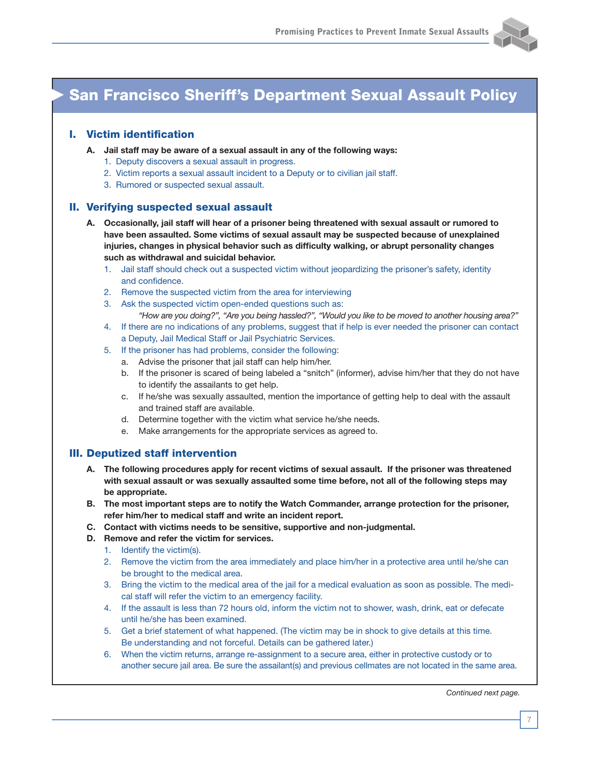# San Francisco Sheriff's Department Sexual Assault Policy

## I. Victim identification

**A. Jail staff may be aware of a sexual assault in any of the following ways:**

1. Deputy discovers a sexual assault in progress.
2. Victim reports a sexual assault incident to a Deputy or to civilian jail staff.
3. Rumored or suspected sexual assault.

## II. Verifying suspected sexual assault

**A. Occasionally, jail staff will hear of a prisoner being threatened with sexual assault or rumored to have been assaulted. Some victims of sexual assault may be suspected because of unexplained injuries, changes in physical behavior such as difficulty walking, or abrupt personality changes such as withdrawal and suicidal behavior.**

1. Jail staff should check out a suspected victim without jeopardizing the prisoner's safety, identity and confidence.
2. Remove the suspected victim from the area for interviewing
3. Ask the suspected victim open-ended questions such as:
   *"How are you doing?", "Are you being hassled?", "Would you like to be moved to another housing area?"*
4. If there are no indications of any problems, suggest that if help is ever needed the prisoner can contact a Deputy, Jail Medical Staff or Jail Psychiatric Services.
5. If the prisoner has had problems, consider the following:
   a. Advise the prisoner that jail staff can help him/her.
   b. If the prisoner is scared of being labeled a "snitch" (informer), advise him/her that they do not have to identify the assailants to get help.
   c. If he/she was sexually assaulted, mention the importance of getting help to deal with the assault and trained staff are available.
   d. Determine together with the victim what service he/she needs.
   e. Make arrangements for the appropriate services as agreed to.

## III. Deputized staff intervention

**A. The following procedures apply for recent victims of sexual assault. If the prisoner was threatened with sexual assault or was sexually assaulted some time before, not all of the following steps may be appropriate.**

**B. The most important steps are to notify the Watch Commander, arrange protection for the prisoner, refer him/her to medical staff and write an incident report.**

**C. Contact with victims needs to be sensitive, supportive and non-judgmental.**

**D. Remove and refer the victim for services.**

1. Identify the victim(s).
2. Remove the victim from the area immediately and place him/her in a protective area until he/she can be brought to the medical area.
3. Bring the victim to the medical area of the jail for a medical evaluation as soon as possible. The medical staff will refer the victim to an emergency facility.
4. If the assault is less than 72 hours old, inform the victim not to shower, wash, drink, eat or defecate until he/she has been examined.
5. Get a brief statement of what happened. (The victim may be in shock to give details at this time. Be understanding and not forceful. Details can be gathered later.)
6. When the victim returns, arrange re-assignment to a secure area, either in protective custody or to another secure jail area. Be sure the assailant(s) and previous cellmates are not located in the same area.

*Continued next page.*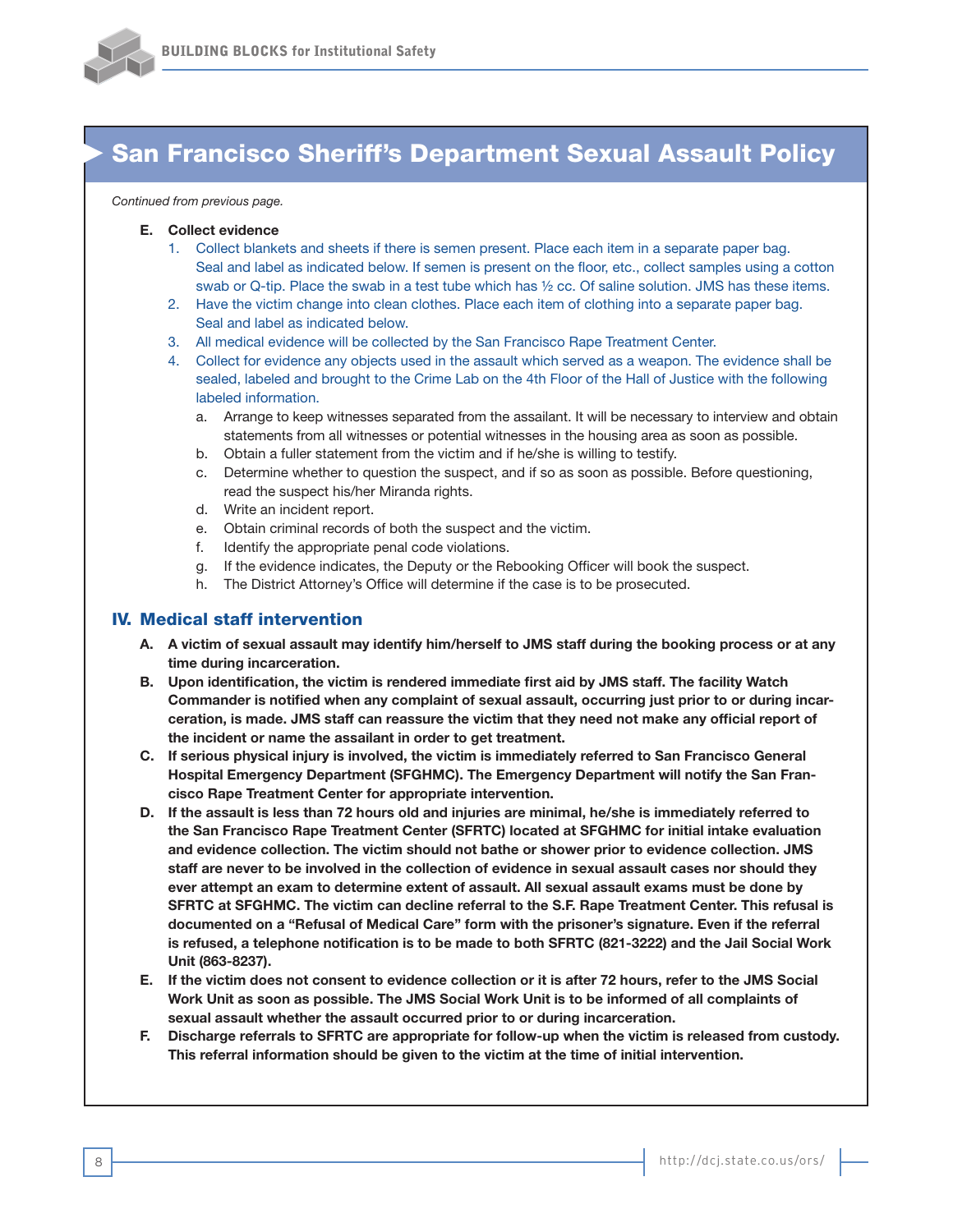# San Francisco Sheriff's Department Sexual Assault Policy

*Continued from previous page.*

**E. Collect evidence**

1. Collect blankets and sheets if there is semen present. Place each item in a separate paper bag. Seal and label as indicated below. If semen is present on the floor, etc., collect samples using a cotton swab or Q-tip. Place the swab in a test tube which has ½ cc. Of saline solution. JMS has these items.
2. Have the victim change into clean clothes. Place each item of clothing into a separate paper bag. Seal and label as indicated below.
3. All medical evidence will be collected by the San Francisco Rape Treatment Center.
4. Collect for evidence any objects used in the assault which served as a weapon. The evidence shall be sealed, labeled and brought to the Crime Lab on the 4th Floor of the Hall of Justice with the following labeled information.
   a. Arrange to keep witnesses separated from the assailant. It will be necessary to interview and obtain statements from all witnesses or potential witnesses in the housing area as soon as possible.
   b. Obtain a fuller statement from the victim and if he/she is willing to testify.
   c. Determine whether to question the suspect, and if so as soon as possible. Before questioning, read the suspect his/her Miranda rights.
   d. Write an incident report.
   e. Obtain criminal records of both the suspect and the victim.
   f. Identify the appropriate penal code violations.
   g. If the evidence indicates, the Deputy or the Rebooking Officer will book the suspect.
   h. The District Attorney's Office will determine if the case is to be prosecuted.

## IV. Medical staff intervention

**A. A victim of sexual assault may identify him/herself to JMS staff during the booking process or at any time during incarceration.**

**B. Upon identification, the victim is rendered immediate first aid by JMS staff. The facility Watch Commander is notified when any complaint of sexual assault, occurring just prior to or during incarceration, is made. JMS staff can reassure the victim that they need not make any official report of the incident or name the assailant in order to get treatment.**

**C. If serious physical injury is involved, the victim is immediately referred to San Francisco General Hospital Emergency Department (SFGHMC). The Emergency Department will notify the San Francisco Rape Treatment Center for appropriate intervention.**

**D. If the assault is less than 72 hours old and injuries are minimal, he/she is immediately referred to the San Francisco Rape Treatment Center (SFRTC) located at SFGHMC for initial intake evaluation and evidence collection. The victim should not bathe or shower prior to evidence collection. JMS staff are never to be involved in the collection of evidence in sexual assault cases nor should they ever attempt an exam to determine extent of assault. All sexual assault exams must be done by SFRTC at SFGHMC. The victim can decline referral to the S.F. Rape Treatment Center. This refusal is documented on a "Refusal of Medical Care" form with the prisoner's signature. Even if the referral is refused, a telephone notification is to be made to both SFRTC (821-3222) and the Jail Social Work Unit (863-8237).**

**E. If the victim does not consent to evidence collection or it is after 72 hours, refer to the JMS Social Work Unit as soon as possible. The JMS Social Work Unit is to be informed of all complaints of sexual assault whether the assault occurred prior to or during incarceration.**

**F. Discharge referrals to SFRTC are appropriate for follow-up when the victim is released from custody. This referral information should be given to the victim at the time of initial intervention.**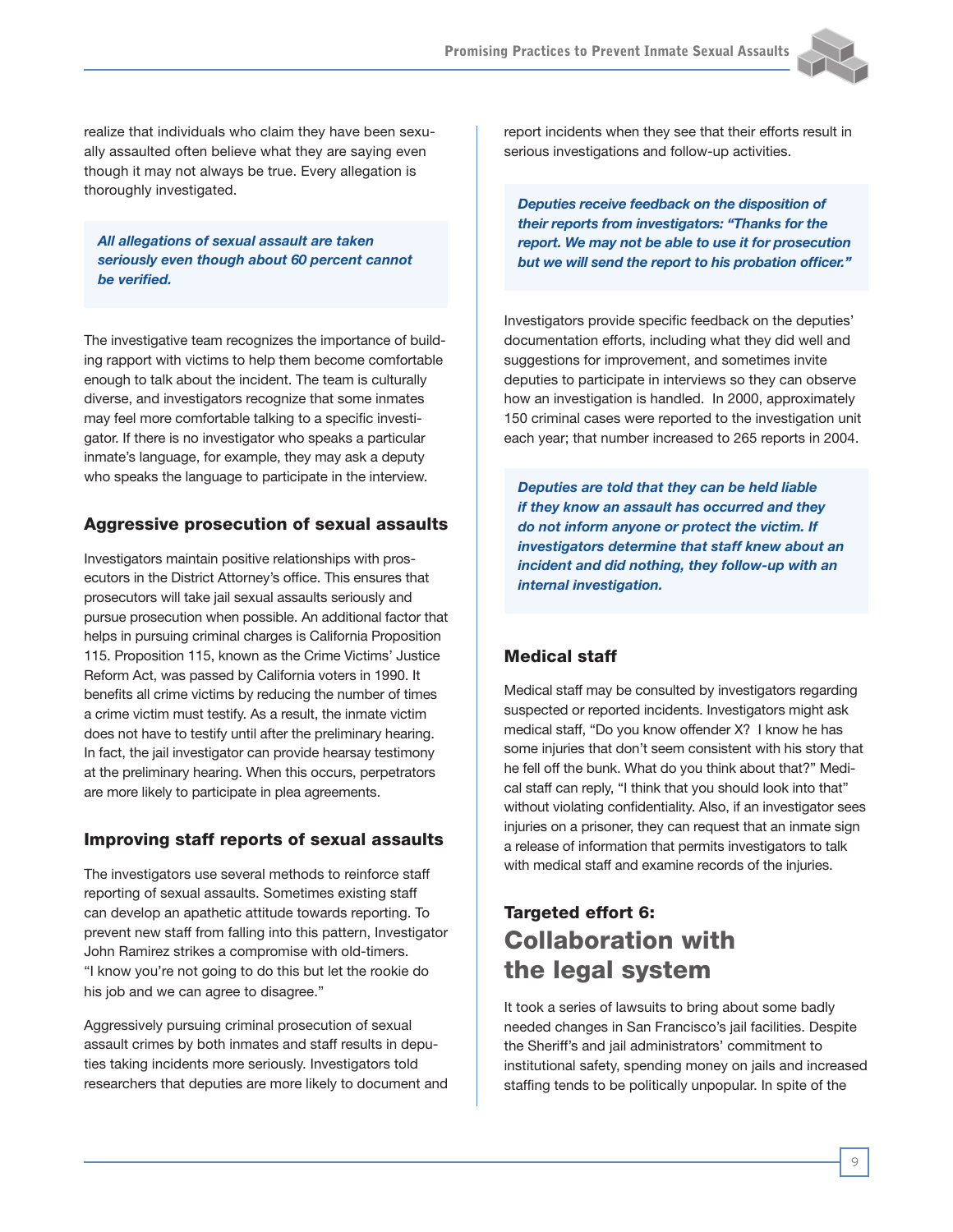realize that individuals who claim they have been sexually assaulted often believe what they are saying even though it may not always be true. Every allegation is thoroughly investigated.

> ***All allegations of sexual assault are taken seriously even though about 60 percent cannot be verified.***

The investigative team recognizes the importance of building rapport with victims to help them become comfortable enough to talk about the incident. The team is culturally diverse, and investigators recognize that some inmates may feel more comfortable talking to a specific investigator. If there is no investigator who speaks a particular inmate's language, for example, they may ask a deputy who speaks the language to participate in the interview.

### Aggressive prosecution of sexual assaults

Investigators maintain positive relationships with prosecutors in the District Attorney's office. This ensures that prosecutors will take jail sexual assaults seriously and pursue prosecution when possible. An additional factor that helps in pursuing criminal charges is California Proposition 115. Proposition 115, known as the Crime Victims' Justice Reform Act, was passed by California voters in 1990. It benefits all crime victims by reducing the number of times a crime victim must testify. As a result, the inmate victim does not have to testify until after the preliminary hearing. In fact, the jail investigator can provide hearsay testimony at the preliminary hearing. When this occurs, perpetrators are more likely to participate in plea agreements.

### Improving staff reports of sexual assaults

The investigators use several methods to reinforce staff reporting of sexual assaults. Sometimes existing staff can develop an apathetic attitude towards reporting. To prevent new staff from falling into this pattern, Investigator John Ramirez strikes a compromise with old-timers. "I know you're not going to do this but let the rookie do his job and we can agree to disagree."

Aggressively pursuing criminal prosecution of sexual assault crimes by both inmates and staff results in deputies taking incidents more seriously. Investigators told researchers that deputies are more likely to document and report incidents when they see that their efforts result in serious investigations and follow-up activities.

> ***Deputies receive feedback on the disposition of their reports from investigators: "Thanks for the report. We may not be able to use it for prosecution but we will send the report to his probation officer."***

Investigators provide specific feedback on the deputies' documentation efforts, including what they did well and suggestions for improvement, and sometimes invite deputies to participate in interviews so they can observe how an investigation is handled. In 2000, approximately 150 criminal cases were reported to the investigation unit each year; that number increased to 265 reports in 2004.

> ***Deputies are told that they can be held liable if they know an assault has occurred and they do not inform anyone or protect the victim. If investigators determine that staff knew about an incident and did nothing, they follow-up with an internal investigation.***

### Medical staff

Medical staff may be consulted by investigators regarding suspected or reported incidents. Investigators might ask medical staff, "Do you know offender X? I know he has some injuries that don't seem consistent with his story that he fell off the bunk. What do you think about that?" Medical staff can reply, "I think that you should look into that" without violating confidentiality. Also, if an investigator sees injuries on a prisoner, they can request that an inmate sign a release of information that permits investigators to talk with medical staff and examine records of the injuries.

## Targeted effort 6: Collaboration with the legal system

It took a series of lawsuits to bring about some badly needed changes in San Francisco's jail facilities. Despite the Sheriff's and jail administrators' commitment to institutional safety, spending money on jails and increased staffing tends to be politically unpopular. In spite of the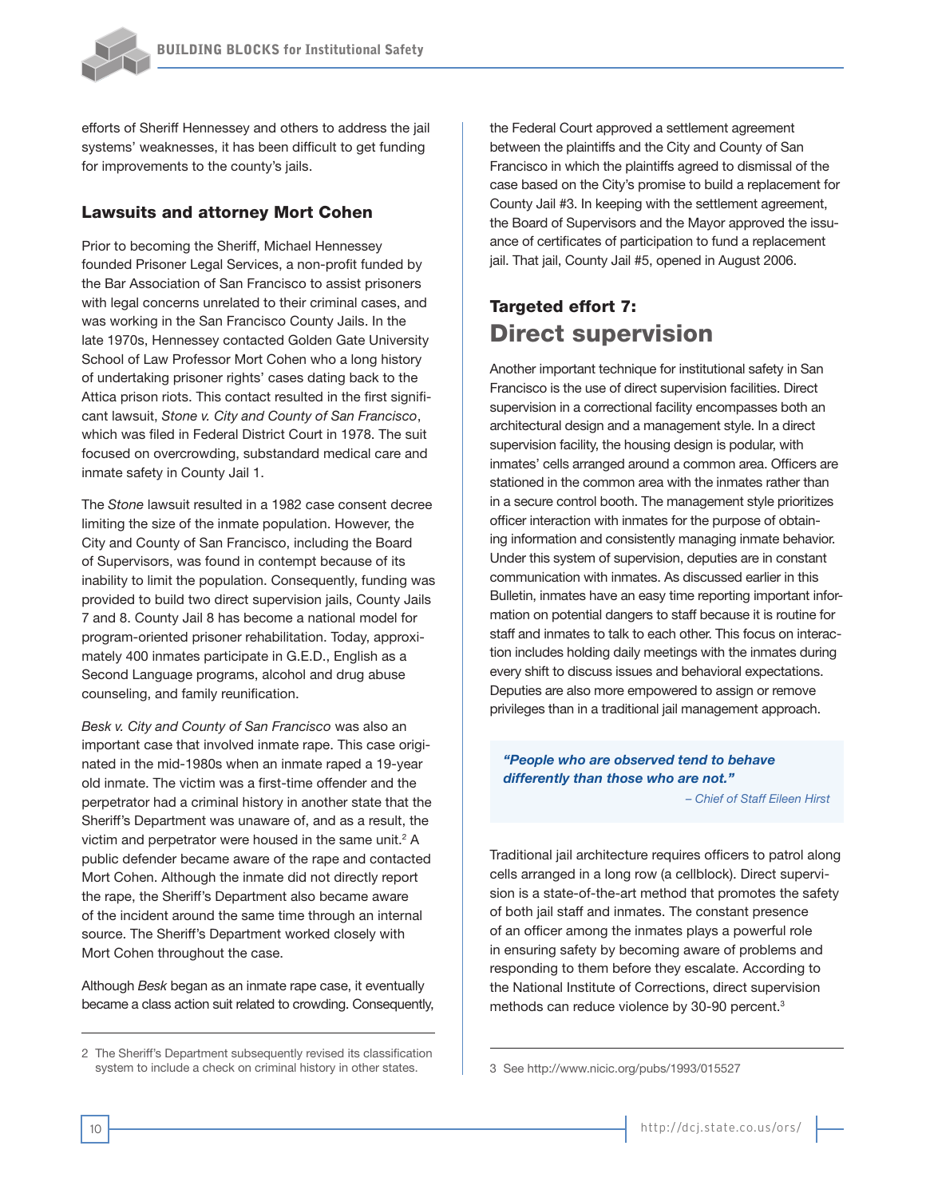efforts of Sheriff Hennessey and others to address the jail systems' weaknesses, it has been difficult to get funding for improvements to the county's jails.

### Lawsuits and attorney Mort Cohen

Prior to becoming the Sheriff, Michael Hennessey founded Prisoner Legal Services, a non-profit funded by the Bar Association of San Francisco to assist prisoners with legal concerns unrelated to their criminal cases, and was working in the San Francisco County Jails. In the late 1970s, Hennessey contacted Golden Gate University School of Law Professor Mort Cohen who a long history of undertaking prisoner rights' cases dating back to the Attica prison riots. This contact resulted in the first significant lawsuit, *Stone v. City and County of San Francisco*, which was filed in Federal District Court in 1978. The suit focused on overcrowding, substandard medical care and inmate safety in County Jail 1.

The *Stone* lawsuit resulted in a 1982 case consent decree limiting the size of the inmate population. However, the City and County of San Francisco, including the Board of Supervisors, was found in contempt because of its inability to limit the population. Consequently, funding was provided to build two direct supervision jails, County Jails 7 and 8. County Jail 8 has become a national model for program-oriented prisoner rehabilitation. Today, approximately 400 inmates participate in G.E.D., English as a Second Language programs, alcohol and drug abuse counseling, and family reunification.

*Besk v. City and County of San Francisco* was also an important case that involved inmate rape. This case originated in the mid-1980s when an inmate raped a 19-year old inmate. The victim was a first-time offender and the perpetrator had a criminal history in another state that the Sheriff's Department was unaware of, and as a result, the victim and perpetrator were housed in the same unit.[2] A public defender became aware of the rape and contacted Mort Cohen. Although the inmate did not directly report the rape, the Sheriff's Department also became aware of the incident around the same time through an internal source. The Sheriff's Department worked closely with Mort Cohen throughout the case.

Although *Besk* began as an inmate rape case, it eventually became a class action suit related to crowding. Consequently, the Federal Court approved a settlement agreement between the plaintiffs and the City and County of San Francisco in which the plaintiffs agreed to dismissal of the case based on the City's promise to build a replacement for County Jail #3. In keeping with the settlement agreement, the Board of Supervisors and the Mayor approved the issuance of certificates of participation to fund a replacement jail. That jail, County Jail #5, opened in August 2006.

## Targeted effort 7: Direct supervision

Another important technique for institutional safety in San Francisco is the use of direct supervision facilities. Direct supervision in a correctional facility encompasses both an architectural design and a management style. In a direct supervision facility, the housing design is podular, with inmates' cells arranged around a common area. Officers are stationed in the common area with the inmates rather than in a secure control booth. The management style prioritizes officer interaction with inmates for the purpose of obtaining information and consistently managing inmate behavior. Under this system of supervision, deputies are in constant communication with inmates. As discussed earlier in this Bulletin, inmates have an easy time reporting important information on potential dangers to staff because it is routine for staff and inmates to talk to each other. This focus on interaction includes holding daily meetings with the inmates during every shift to discuss issues and behavioral expectations. Deputies are also more empowered to assign or remove privileges than in a traditional jail management approach.

> ***"People who are observed tend to behave differently than those who are not."***
>
> *– Chief of Staff Eileen Hirst*

Traditional jail architecture requires officers to patrol along cells arranged in a long row (a cellblock). Direct supervision is a state-of-the-art method that promotes the safety of both jail staff and inmates. The constant presence of an officer among the inmates plays a powerful role in ensuring safety by becoming aware of problems and responding to them before they escalate. According to the National Institute of Corrections, direct supervision methods can reduce violence by 30-90 percent.[3]

---

2 The Sheriff's Department subsequently revised its classification system to include a check on criminal history in other states.

3 See http://www.nicic.org/pubs/1993/015527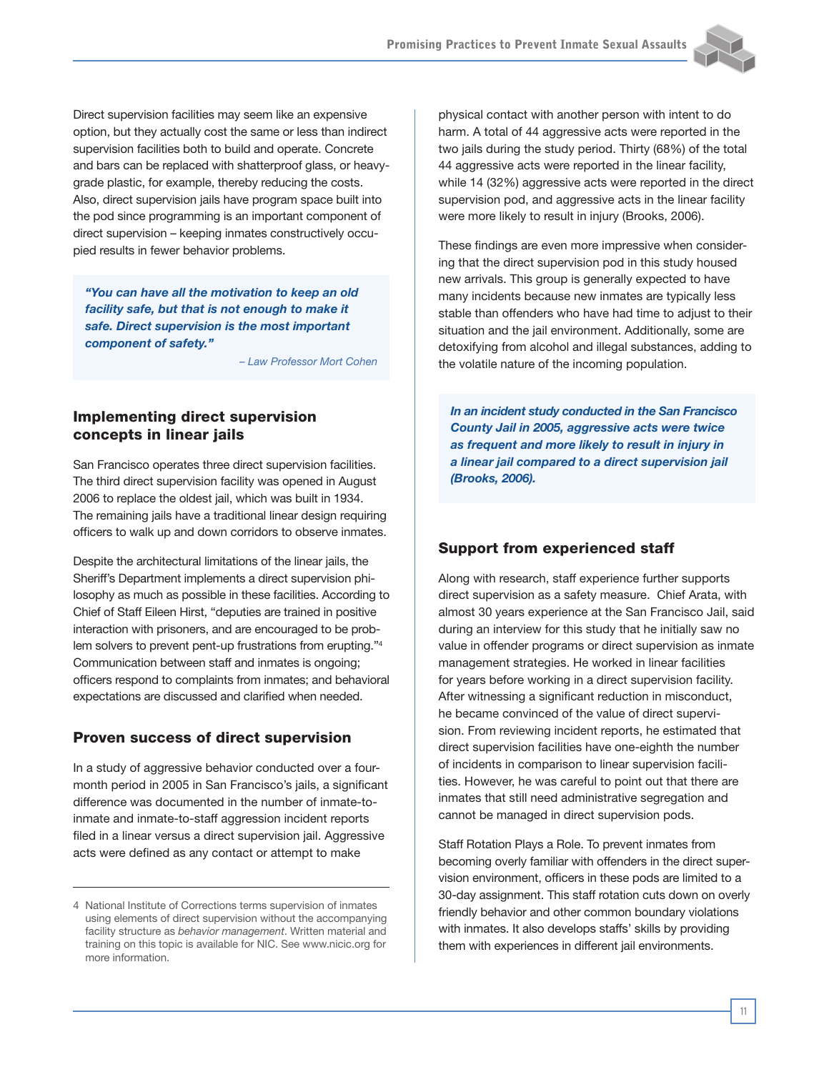Direct supervision facilities may seem like an expensive option, but they actually cost the same or less than indirect supervision facilities both to build and operate. Concrete and bars can be replaced with shatterproof glass, or heavy-grade plastic, for example, thereby reducing the costs. Also, direct supervision jails have program space built into the pod since programming is an important component of direct supervision – keeping inmates constructively occupied results in fewer behavior problems.

> ***"You can have all the motivation to keep an old facility safe, but that is not enough to make it safe. Direct supervision is the most important component of safety."***
>
> *– Law Professor Mort Cohen*

### Implementing direct supervision concepts in linear jails

San Francisco operates three direct supervision facilities. The third direct supervision facility was opened in August 2006 to replace the oldest jail, which was built in 1934. The remaining jails have a traditional linear design requiring officers to walk up and down corridors to observe inmates.

Despite the architectural limitations of the linear jails, the Sheriff's Department implements a direct supervision philosophy as much as possible in these facilities. According to Chief of Staff Eileen Hirst, "deputies are trained in positive interaction with prisoners, and are encouraged to be problem solvers to prevent pent-up frustrations from erupting."[4] Communication between staff and inmates is ongoing; officers respond to complaints from inmates; and behavioral expectations are discussed and clarified when needed.

### Proven success of direct supervision

In a study of aggressive behavior conducted over a four-month period in 2005 in San Francisco's jails, a significant difference was documented in the number of inmate-to-inmate and inmate-to-staff aggression incident reports filed in a linear versus a direct supervision jail. Aggressive acts were defined as any contact or attempt to make physical contact with another person with intent to do harm. A total of 44 aggressive acts were reported in the two jails during the study period. Thirty (68%) of the total 44 aggressive acts were reported in the linear facility, while 14 (32%) aggressive acts were reported in the direct supervision pod, and aggressive acts in the linear facility were more likely to result in injury (Brooks, 2006).

These findings are even more impressive when considering that the direct supervision pod in this study housed new arrivals. This group is generally expected to have many incidents because new inmates are typically less stable than offenders who have had time to adjust to their situation and the jail environment. Additionally, some are detoxifying from alcohol and illegal substances, adding to the volatile nature of the incoming population.

> ***In an incident study conducted in the San Francisco County Jail in 2005, aggressive acts were twice as frequent and more likely to result in injury in a linear jail compared to a direct supervision jail (Brooks, 2006).***

### Support from experienced staff

Along with research, staff experience further supports direct supervision as a safety measure. Chief Arata, with almost 30 years experience at the San Francisco Jail, said during an interview for this study that he initially saw no value in offender programs or direct supervision as inmate management strategies. He worked in linear facilities for years before working in a direct supervision facility. After witnessing a significant reduction in misconduct, he became convinced of the value of direct supervision. From reviewing incident reports, he estimated that direct supervision facilities have one-eighth the number of incidents in comparison to linear supervision facilities. However, he was careful to point out that there are inmates that still need administrative segregation and cannot be managed in direct supervision pods.

Staff Rotation Plays a Role. To prevent inmates from becoming overly familiar with offenders in the direct supervision environment, officers in these pods are limited to a 30-day assignment. This staff rotation cuts down on overly friendly behavior and other common boundary violations with inmates. It also develops staffs' skills by providing them with experiences in different jail environments.

---

4 National Institute of Corrections terms supervision of inmates using elements of direct supervision without the accompanying facility structure as *behavior management*. Written material and training on this topic is available for NIC. See www.nicic.org for more information.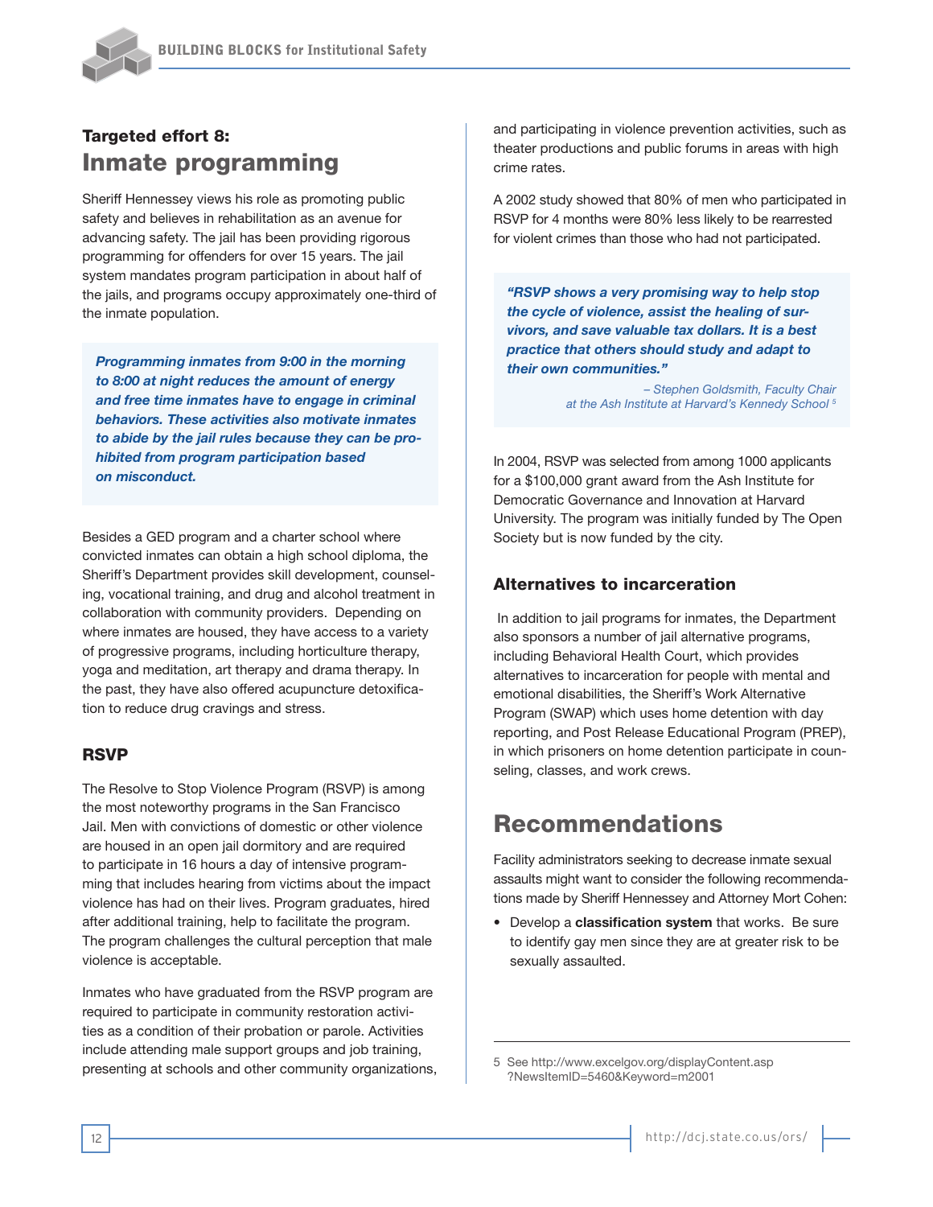### Targeted effort 8:

## Inmate programming

Sheriff Hennessey views his role as promoting public safety and believes in rehabilitation as an avenue for advancing safety. The jail has been providing rigorous programming for offenders for over 15 years. The jail system mandates program participation in about half of the jails, and programs occupy approximately one-third of the inmate population.

> ***Programming inmates from 9:00 in the morning to 8:00 at night reduces the amount of energy and free time inmates have to engage in criminal behaviors. These activities also motivate inmates to abide by the jail rules because they can be prohibited from program participation based on misconduct.***

Besides a GED program and a charter school where convicted inmates can obtain a high school diploma, the Sheriff's Department provides skill development, counseling, vocational training, and drug and alcohol treatment in collaboration with community providers. Depending on where inmates are housed, they have access to a variety of progressive programs, including horticulture therapy, yoga and meditation, art therapy and drama therapy. In the past, they have also offered acupuncture detoxification to reduce drug cravings and stress.

### RSVP

The Resolve to Stop Violence Program (RSVP) is among the most noteworthy programs in the San Francisco Jail. Men with convictions of domestic or other violence are housed in an open jail dormitory and are required to participate in 16 hours a day of intensive programming that includes hearing from victims about the impact violence has had on their lives. Program graduates, hired after additional training, help to facilitate the program. The program challenges the cultural perception that male violence is acceptable.

Inmates who have graduated from the RSVP program are required to participate in community restoration activities as a condition of their probation or parole. Activities include attending male support groups and job training, presenting at schools and other community organizations, and participating in violence prevention activities, such as theater productions and public forums in areas with high crime rates.

A 2002 study showed that 80% of men who participated in RSVP for 4 months were 80% less likely to be rearrested for violent crimes than those who had not participated.

> ***"RSVP shows a very promising way to help stop the cycle of violence, assist the healing of survivors, and save valuable tax dollars. It is a best practice that others should study and adapt to their own communities."***
>
> *– Stephen Goldsmith, Faculty Chair at the Ash Institute at Harvard's Kennedy School* [5]

In 2004, RSVP was selected from among 1000 applicants for a $100,000 grant award from the Ash Institute for Democratic Governance and Innovation at Harvard University. The program was initially funded by The Open Society but is now funded by the city.

### Alternatives to incarceration

In addition to jail programs for inmates, the Department also sponsors a number of jail alternative programs, including Behavioral Health Court, which provides alternatives to incarceration for people with mental and emotional disabilities, the Sheriff's Work Alternative Program (SWAP) which uses home detention with day reporting, and Post Release Educational Program (PREP), in which prisoners on home detention participate in counseling, classes, and work crews.

## Recommendations

Facility administrators seeking to decrease inmate sexual assaults might want to consider the following recommendations made by Sheriff Hennessey and Attorney Mort Cohen:

- Develop a **classification system** that works. Be sure to identify gay men since they are at greater risk to be sexually assaulted.

---

5 See http://www.excelgov.org/displayContent.asp?NewsItemID=5460&Keyword=m2001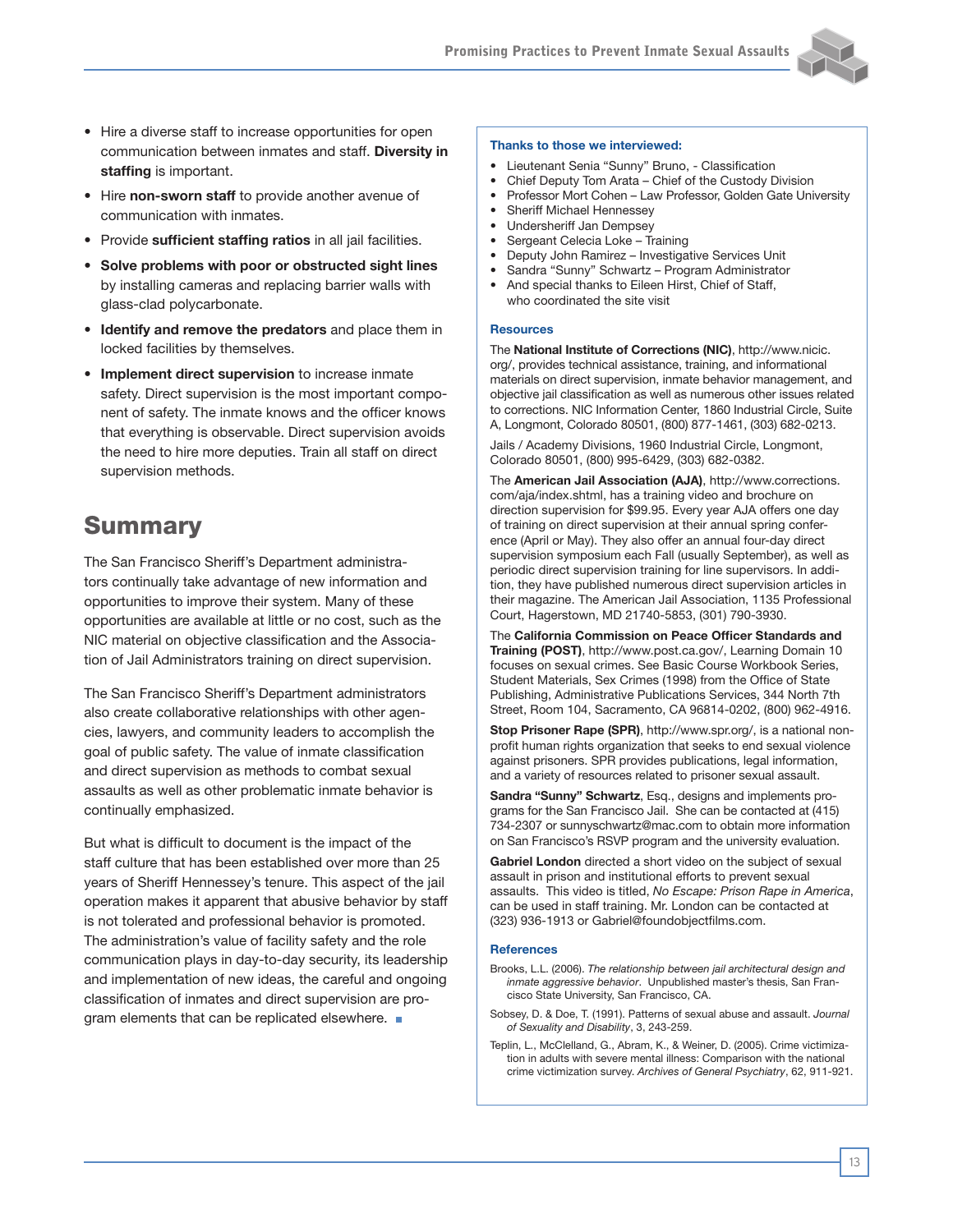- Hire a diverse staff to increase opportunities for open communication between inmates and staff. **Diversity in staffing** is important.
- Hire **non-sworn staff** to provide another avenue of communication with inmates.
- Provide **sufficient staffing ratios** in all jail facilities.
- **Solve problems with poor or obstructed sight lines** by installing cameras and replacing barrier walls with glass-clad polycarbonate.
- **Identify and remove the predators** and place them in locked facilities by themselves.
- **Implement direct supervision** to increase inmate safety. Direct supervision is the most important component of safety. The inmate knows and the officer knows that everything is observable. Direct supervision avoids the need to hire more deputies. Train all staff on direct supervision methods.

## Summary

The San Francisco Sheriff's Department administrators continually take advantage of new information and opportunities to improve their system. Many of these opportunities are available at little or no cost, such as the NIC material on objective classification and the Association of Jail Administrators training on direct supervision.

The San Francisco Sheriff's Department administrators also create collaborative relationships with other agencies, lawyers, and community leaders to accomplish the goal of public safety. The value of inmate classification and direct supervision as methods to combat sexual assaults as well as other problematic inmate behavior is continually emphasized.

But what is difficult to document is the impact of the staff culture that has been established over more than 25 years of Sheriff Hennessey's tenure. This aspect of the jail operation makes it apparent that abusive behavior by staff is not tolerated and professional behavior is promoted. The administration's value of facility safety and the role communication plays in day-to-day security, its leadership and implementation of new ideas, the careful and ongoing classification of inmates and direct supervision are program elements that can be replicated elsewhere. ■

### Thanks to those we interviewed:

- Lieutenant Senia "Sunny" Bruno, - Classification
- Chief Deputy Tom Arata – Chief of the Custody Division
- Professor Mort Cohen – Law Professor, Golden Gate University
- Sheriff Michael Hennessey
- Undersheriff Jan Dempsey
- Sergeant Celecia Loke – Training
- Deputy John Ramirez – Investigative Services Unit
- Sandra "Sunny" Schwartz – Program Administrator
- And special thanks to Eileen Hirst, Chief of Staff, who coordinated the site visit

### Resources

The **National Institute of Corrections (NIC)**, http://www.nicic.org/, provides technical assistance, training, and informational materials on direct supervision, inmate behavior management, and objective jail classification as well as numerous other issues related to corrections. NIC Information Center, 1860 Industrial Circle, Suite A, Longmont, Colorado 80501, (800) 877-1461, (303) 682-0213.

Jails / Academy Divisions, 1960 Industrial Circle, Longmont, Colorado 80501, (800) 995-6429, (303) 682-0382.

The **American Jail Association (AJA)**, http://www.corrections.com/aja/index.shtml, has a training video and brochure on direction supervision for $99.95. Every year AJA offers one day of training on direct supervision at their annual spring conference (April or May). They also offer an annual four-day direct supervision symposium each Fall (usually September), as well as periodic direct supervision training for line supervisors. In addition, they have published numerous direct supervision articles in their magazine. The American Jail Association, 1135 Professional Court, Hagerstown, MD 21740-5853, (301) 790-3930.

The **California Commission on Peace Officer Standards and Training (POST)**, http://www.post.ca.gov/, Learning Domain 10 focuses on sexual crimes. See Basic Course Workbook Series, Student Materials, Sex Crimes (1998) from the Office of State Publishing, Administrative Publications Services, 344 North 7th Street, Room 104, Sacramento, CA 96814-0202, (800) 962-4916.

**Stop Prisoner Rape (SPR)**, http://www.spr.org/, is a national non-profit human rights organization that seeks to end sexual violence against prisoners. SPR provides publications, legal information, and a variety of resources related to prisoner sexual assault.

**Sandra "Sunny" Schwartz**, Esq., designs and implements programs for the San Francisco Jail. She can be contacted at (415) 734-2307 or sunnyschwartz@mac.com to obtain more information on San Francisco's RSVP program and the university evaluation.

**Gabriel London** directed a short video on the subject of sexual assault in prison and institutional efforts to prevent sexual assaults. This video is titled, *No Escape: Prison Rape in America*, can be used in staff training. Mr. London can be contacted at (323) 936-1913 or Gabriel@foundobjectfilms.com.

### References

Brooks, L.L. (2006). *The relationship between jail architectural design and inmate aggressive behavior*. Unpublished master's thesis, San Francisco State University, San Francisco, CA.

Sobsey, D. & Doe, T. (1991). Patterns of sexual abuse and assault. *Journal of Sexuality and Disability*, 3, 243-259.

Teplin, L., McClelland, G., Abram, K., & Weiner, D. (2005). Crime victimization in adults with severe mental illness: Comparison with the national crime victimization survey. *Archives of General Psychiatry*, 62, 911-921.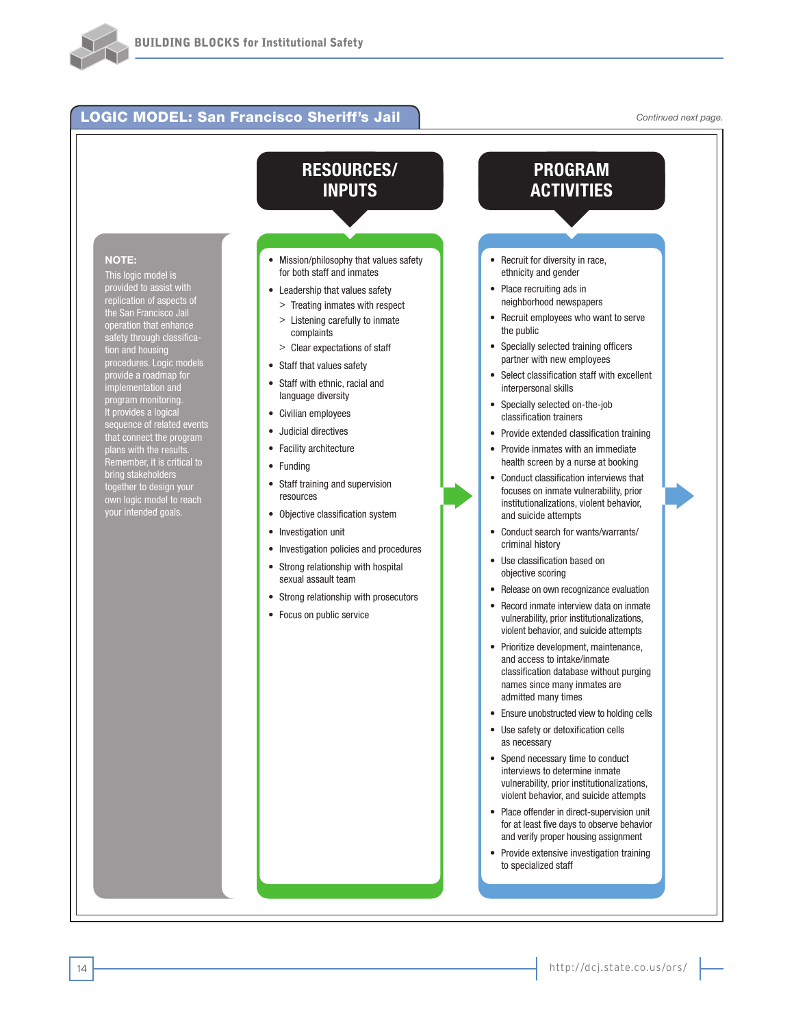## LOGIC MODEL: San Francisco Sheriff's Jail

*Continued next page.*

**NOTE:**
This logic model is provided to assist with replication of aspects of the San Francisco Jail operation that enhance safety through classification and housing procedures. Logic models provide a roadmap for implementation and program monitoring. It provides a logical sequence of related events that connect the program plans with the results. Remember, it is critical to bring stakeholders together to design your own logic model to reach your intended goals.

### RESOURCES/ INPUTS

- Mission/philosophy that values safety for both staff and inmates
- Leadership that values safety
  - > Treating inmates with respect
  - > Listening carefully to inmate complaints
  - > Clear expectations of staff
- Staff that values safety
- Staff with ethnic, racial and language diversity
- Civilian employees
- Judicial directives
- Facility architecture
- Funding
- Staff training and supervision resources
- Objective classification system
- Investigation unit
- Investigation policies and procedures
- Strong relationship with hospital sexual assault team
- Strong relationship with prosecutors
- Focus on public service

### PROGRAM ACTIVITIES

- Recruit for diversity in race, ethnicity and gender
- Place recruiting ads in neighborhood newspapers
- Recruit employees who want to serve the public
- Specially selected training officers partner with new employees
- Select classification staff with excellent interpersonal skills
- Specially selected on-the-job classification trainers
- Provide extended classification training
- Provide inmates with an immediate health screen by a nurse at booking
- Conduct classification interviews that focuses on inmate vulnerability, prior institutionalizations, violent behavior, and suicide attempts
- Conduct search for wants/warrants/ criminal history
- Use classification based on objective scoring
- Release on own recognizance evaluation
- Record inmate interview data on inmate vulnerability, prior institutionalizations, violent behavior, and suicide attempts
- Prioritize development, maintenance, and access to intake/inmate classification database without purging names since many inmates are admitted many times
- Ensure unobstructed view to holding cells
- Use safety or detoxification cells as necessary
- Spend necessary time to conduct interviews to determine inmate vulnerability, prior institutionalizations, violent behavior, and suicide attempts
- Place offender in direct-supervision unit for at least five days to observe behavior and verify proper housing assignment
- Provide extensive investigation training to specialized staff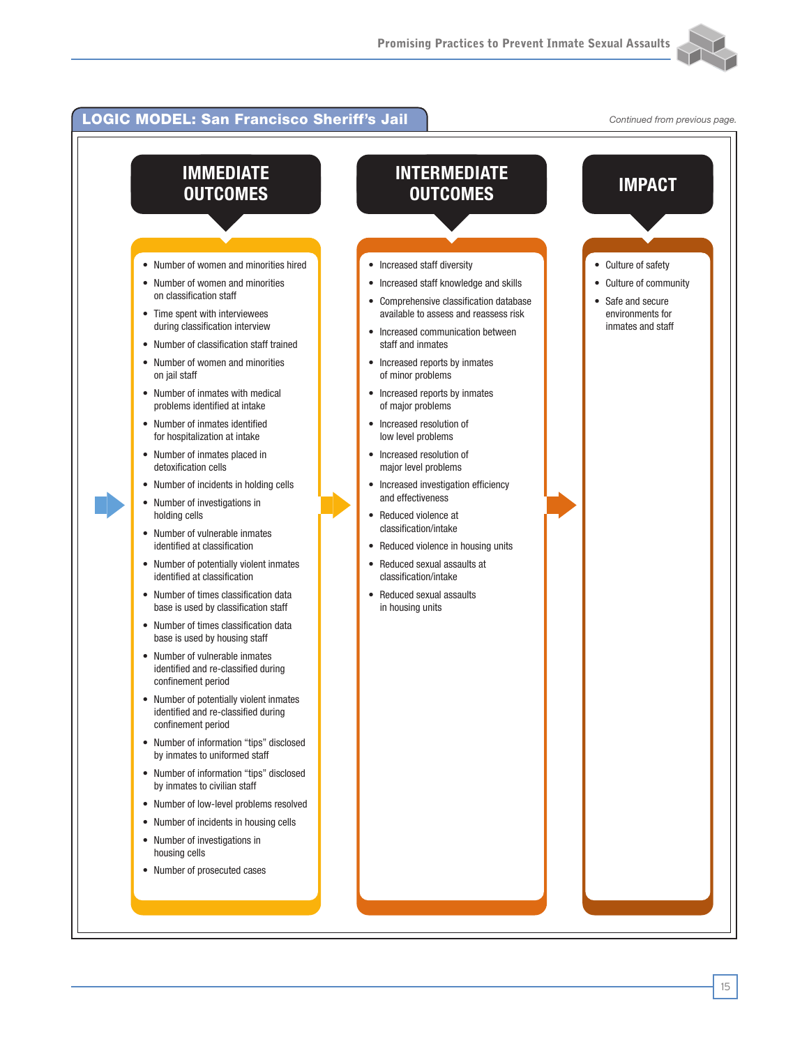## LOGIC MODEL: San Francisco Sheriff's Jail

*Continued from previous page.*

### IMMEDIATE OUTCOMES

- Number of women and minorities hired
- Number of women and minorities on classification staff
- Time spent with interviewees during classification interview
- Number of classification staff trained
- Number of women and minorities on jail staff
- Number of inmates with medical problems identified at intake
- Number of inmates identified for hospitalization at intake
- Number of inmates placed in detoxification cells
- Number of incidents in holding cells
- Number of investigations in holding cells
- Number of vulnerable inmates identified at classification
- Number of potentially violent inmates identified at classification
- Number of times classification data base is used by classification staff
- Number of times classification data base is used by housing staff
- Number of vulnerable inmates identified and re-classified during confinement period
- Number of potentially violent inmates identified and re-classified during confinement period
- Number of information "tips" disclosed by inmates to uniformed staff
- Number of information "tips" disclosed by inmates to civilian staff
- Number of low-level problems resolved
- Number of incidents in housing cells
- Number of investigations in housing cells
- Number of prosecuted cases

### INTERMEDIATE OUTCOMES

- Increased staff diversity
- Increased staff knowledge and skills
- Comprehensive classification database available to assess and reassess risk
- Increased communication between staff and inmates
- Increased reports by inmates of minor problems
- Increased reports by inmates of major problems
- Increased resolution of low level problems
- Increased resolution of major level problems
- Increased investigation efficiency and effectiveness
- Reduced violence at classification/intake
- Reduced violence in housing units
- Reduced sexual assaults at classification/intake
- Reduced sexual assaults in housing units

### IMPACT

- Culture of safety
- Culture of community
- Safe and secure environments for inmates and staff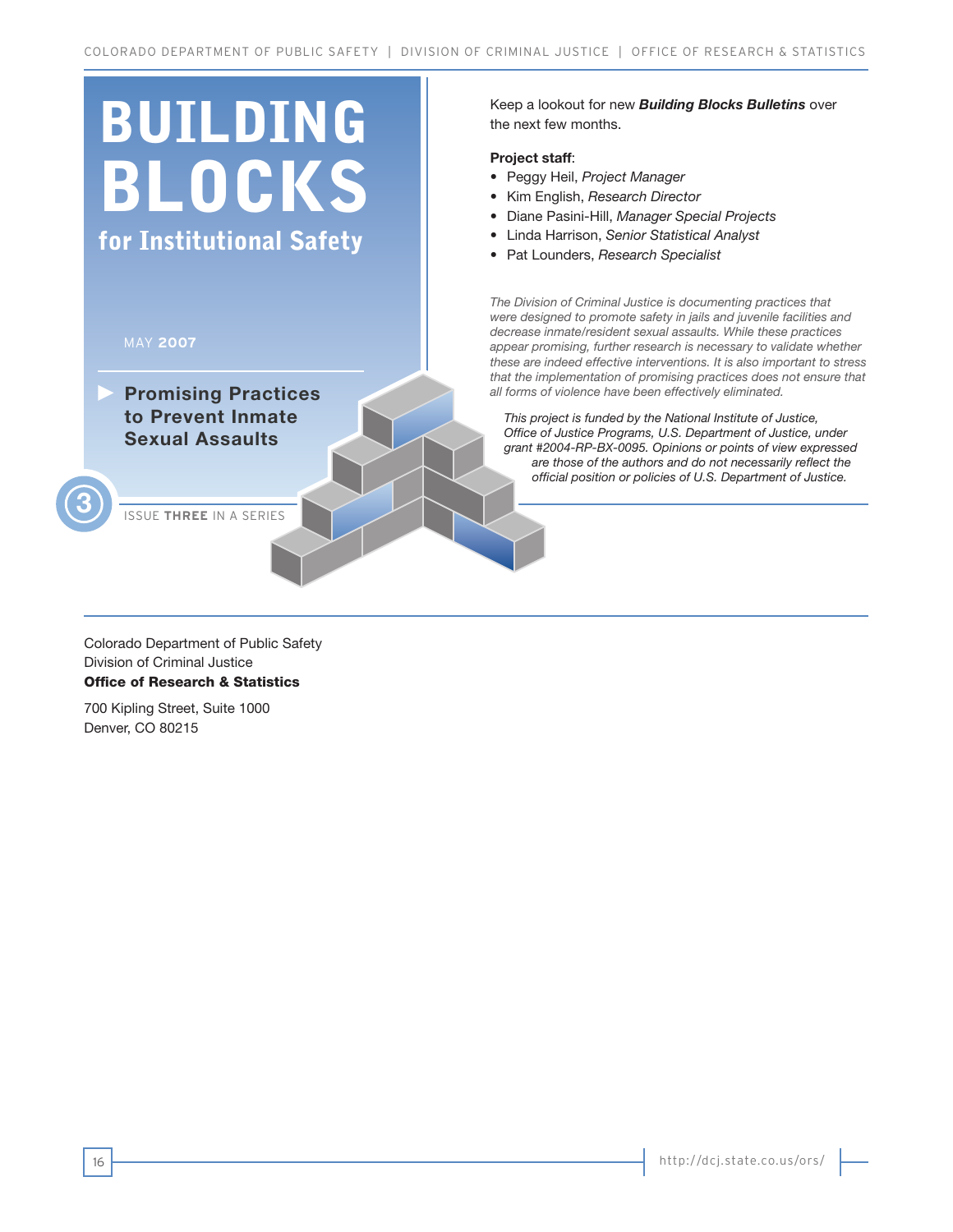# BUILDING BLOCKS

## for Institutional Safety

MAY **2007**

**Promising Practices to Prevent Inmate Sexual Assaults**

ISSUE **THREE** IN A SERIES

Keep a lookout for new ***Building Blocks Bulletins*** over the next few months.

**Project staff**:

- Peggy Heil, *Project Manager*
- Kim English, *Research Director*
- Diane Pasini-Hill, *Manager Special Projects*
- Linda Harrison, *Senior Statistical Analyst*
- Pat Lounders, *Research Specialist*

*The Division of Criminal Justice is documenting practices that were designed to promote safety in jails and juvenile facilities and decrease inmate/resident sexual assaults. While these practices appear promising, further research is necessary to validate whether these are indeed effective interventions. It is also important to stress that the implementation of promising practices does not ensure that all forms of violence have been effectively eliminated.*

*This project is funded by the National Institute of Justice, Office of Justice Programs, U.S. Department of Justice, under grant #2004-RP-BX-0095. Opinions or points of view expressed are those of the authors and do not necessarily reflect the official position or policies of U.S. Department of Justice.*

Colorado Department of Public Safety
Division of Criminal Justice
**Office of Research & Statistics**

700 Kipling Street, Suite 1000
Denver, CO 80215